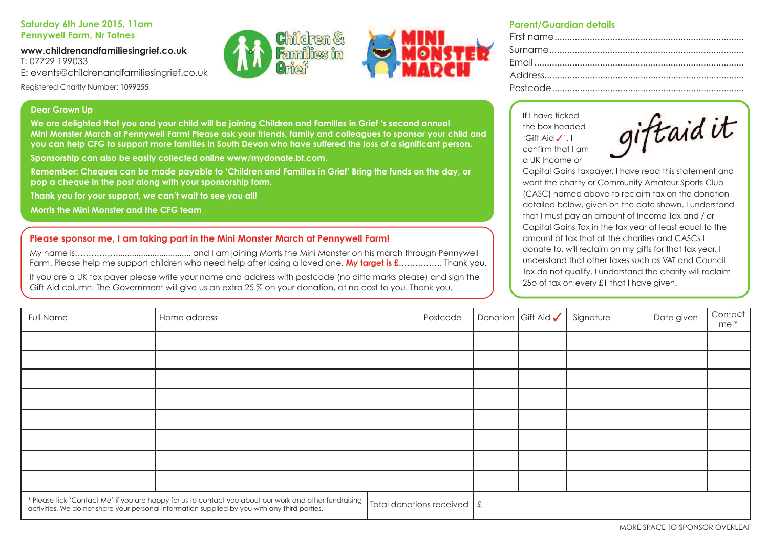**Saturday 6th June 2015, 11am**
**Pennywell Farm, Nr Totnes**

**www.childrenandfamiliesingrief.co.uk**
T: 07729 199033
E: events@childrenandfamiliesingrief.co.uk

Registered Charity Number: 1099255

Children & Families in Grief

MINI MONSTER MARCH

## Parent/Guardian details

First name..........................................................................

Surname............................................................................

Email..................................................................................

Address..............................................................................

Postcode............................................................................

**Dear Grown Up**

**We are delighted that you and your child will be joining Children and Families in Grief 's second annual Mini Monster March at Pennywell Farm! Please ask your friends, family and colleagues to sponsor your child and you can help CFG to support more families in South Devon who have suffered the loss of a significant person.**

**Sponsorship can also be easily collected online www/mydonate.bt.com.**

**Remember: Cheques can be made payable to 'Children and Families in Grief' Bring the funds on the day, or pop a cheque in the post along with your sponsorship form.**

**Thank you for your support, we can't wait to see you all!**

**Morris the Mini Monster and the CFG team**

giftaid it

If I have ticked the box headed 'Gift Aid ✓', I confirm that I am a UK Income or Capital Gains taxpayer. I have read this statement and want the charity or Community Amateur Sports Club (CASC) named above to reclaim tax on the donation detailed below, given on the date shown. I understand that I must pay an amount of Income Tax and / or Capital Gains Tax in the tax year at least equal to the amount of tax that all the charities and CASCs I donate to, will reclaim on my gifts for that tax year. I understand that other taxes such as VAT and Council Tax do not qualify. I understand the charity will reclaim 25p of tax on every £1 that I have given.

## Please sponsor me, I am taking part in the Mini Monster March at Pennywell Farm!

My name is................................................ and I am joining Morris the Mini Monster on his march through Pennywell Farm. Please help me support children who need help after losing a loved one. **My target is £**............... Thank you.

If you are a UK tax payer please write your name and address with postcode (no ditto marks please) and sign the Gift Aid column. The Government will give us an extra 25 % on your donation, at no cost to you. Thank you.

| Full Name | Home address | Postcode | Donation | Gift Aid ✓ | Signature | Date given | Contact me * |
|---|---|---|---|---|---|---|---|
| | | | | | | | |
| | | | | | | | |
| | | | | | | | |
| | | | | | | | |
| | | | | | | | |
| | | | | | | | |
| | | | | | | | |
| | | | | | | | |
| | | Total donations received | £ | | | | |

\* Please tick 'Contact Me' if you are happy for us to contact you about our work and other fundraising activities. We do not share your personal information supplied by you with any third parties.

MORE SPACE TO SPONSOR OVERLEAF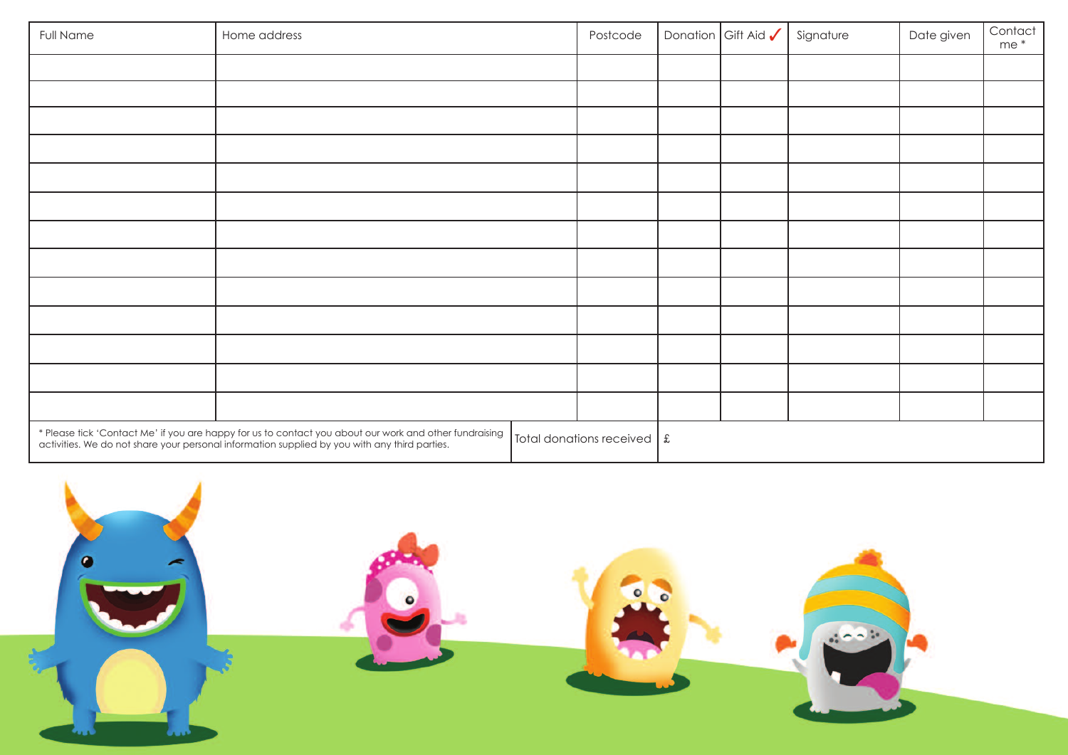| Full Name | Home address | Postcode | Donation | Gift Aid ✓ | Signature | Date given | Contact me * |
|---|---|---|---|---|---|---|---|
| | | | | | | | |
| | | | | | | | |
| | | | | | | | |
| | | | | | | | |
| | | | | | | | |
| | | | | | | | |
| | | | | | | | |
| | | | | | | | |
| | | | | | | | |
| | | | | | | | |
| | | | | | | | |
| | | | | | | | |
| | | | | | | | |

\* Please tick 'Contact Me' if you are happy for us to contact you about our work and other fundraising activities. We do not share your personal information supplied by you with any third parties.

Total donations received £